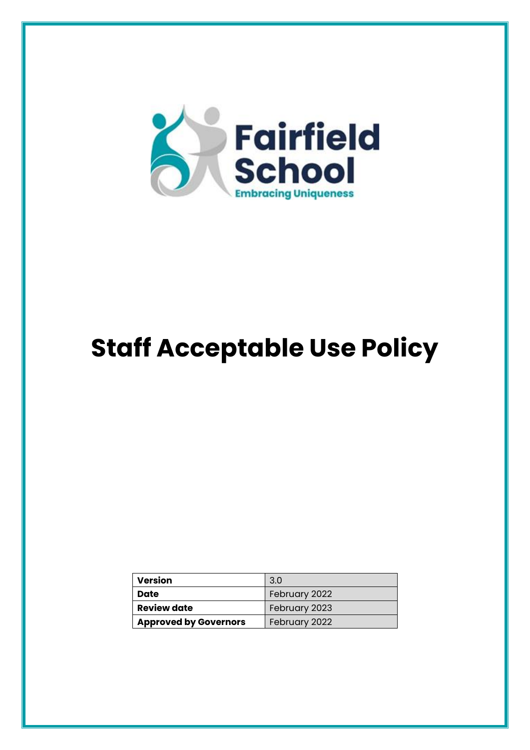Fairfield School

Embracing Uniqueness

# Staff Acceptable Use Policy

| Version | 3.0 |
|---|---|
| Date | February 2022 |
| Review date | February 2023 |
| Approved by Governors | February 2022 |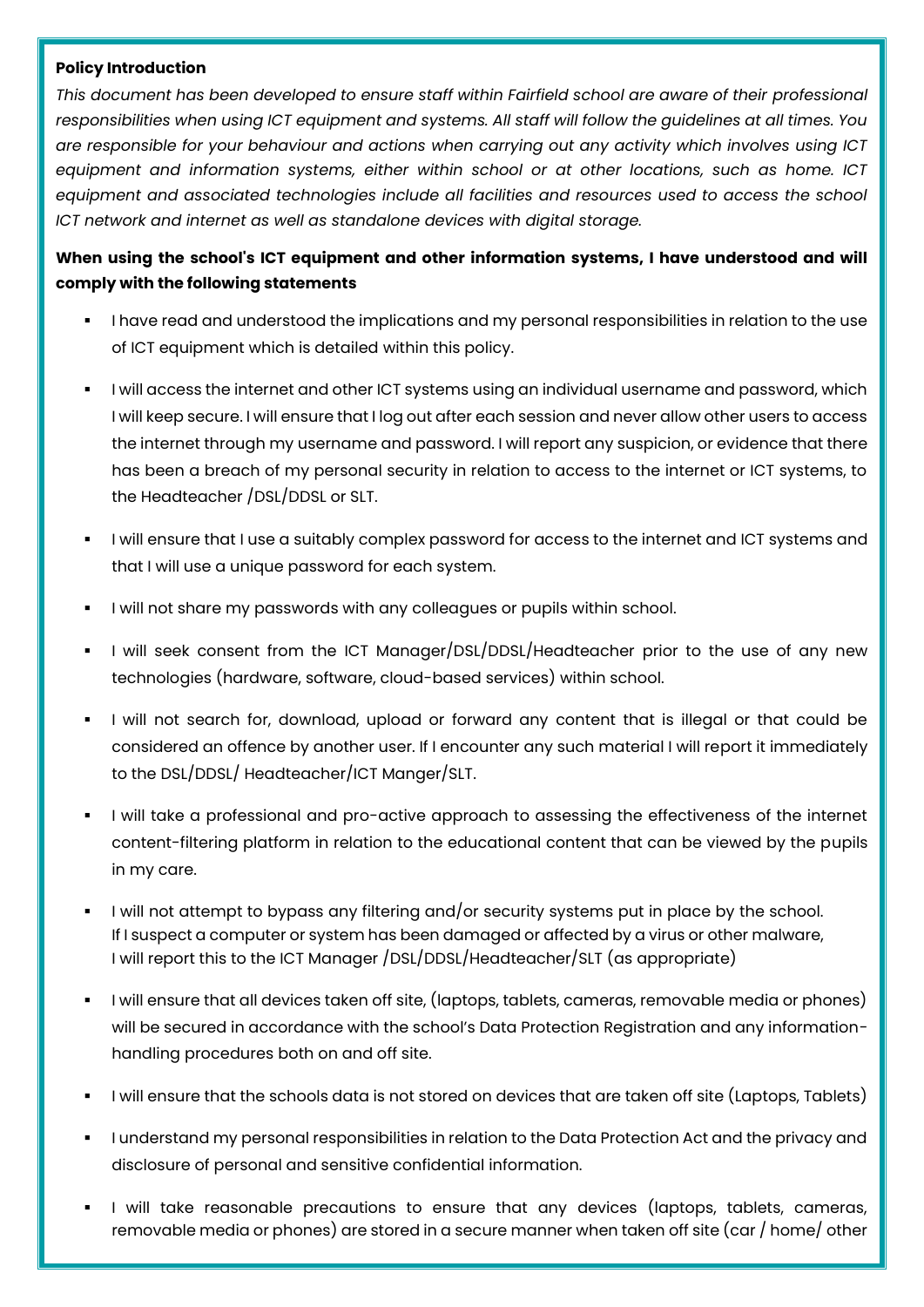**Policy Introduction**

*This document has been developed to ensure staff within Fairfield school are aware of their professional responsibilities when using ICT equipment and systems. All staff will follow the guidelines at all times. You are responsible for your behaviour and actions when carrying out any activity which involves using ICT equipment and information systems, either within school or at other locations, such as home. ICT equipment and associated technologies include all facilities and resources used to access the school ICT network and internet as well as standalone devices with digital storage.*

**When using the school's ICT equipment and other information systems, I have understood and will comply with the following statements**

- I have read and understood the implications and my personal responsibilities in relation to the use of ICT equipment which is detailed within this policy.
- I will access the internet and other ICT systems using an individual username and password, which I will keep secure. I will ensure that I log out after each session and never allow other users to access the internet through my username and password. I will report any suspicion, or evidence that there has been a breach of my personal security in relation to access to the internet or ICT systems, to the Headteacher /DSL/DDSL or SLT.
- I will ensure that I use a suitably complex password for access to the internet and ICT systems and that I will use a unique password for each system.
- I will not share my passwords with any colleagues or pupils within school.
- I will seek consent from the ICT Manager/DSL/DDSL/Headteacher prior to the use of any new technologies (hardware, software, cloud-based services) within school.
- I will not search for, download, upload or forward any content that is illegal or that could be considered an offence by another user. If I encounter any such material I will report it immediately to the DSL/DDSL/ Headteacher/ICT Manger/SLT.
- I will take a professional and pro-active approach to assessing the effectiveness of the internet content-filtering platform in relation to the educational content that can be viewed by the pupils in my care.
- I will not attempt to bypass any filtering and/or security systems put in place by the school. If I suspect a computer or system has been damaged or affected by a virus or other malware, I will report this to the ICT Manager /DSL/DDSL/Headteacher/SLT (as appropriate)
- I will ensure that all devices taken off site, (laptops, tablets, cameras, removable media or phones) will be secured in accordance with the school's Data Protection Registration and any information-handling procedures both on and off site.
- I will ensure that the schools data is not stored on devices that are taken off site (Laptops, Tablets)
- I understand my personal responsibilities in relation to the Data Protection Act and the privacy and disclosure of personal and sensitive confidential information.
- I will take reasonable precautions to ensure that any devices (laptops, tablets, cameras, removable media or phones) are stored in a secure manner when taken off site (car / home/ other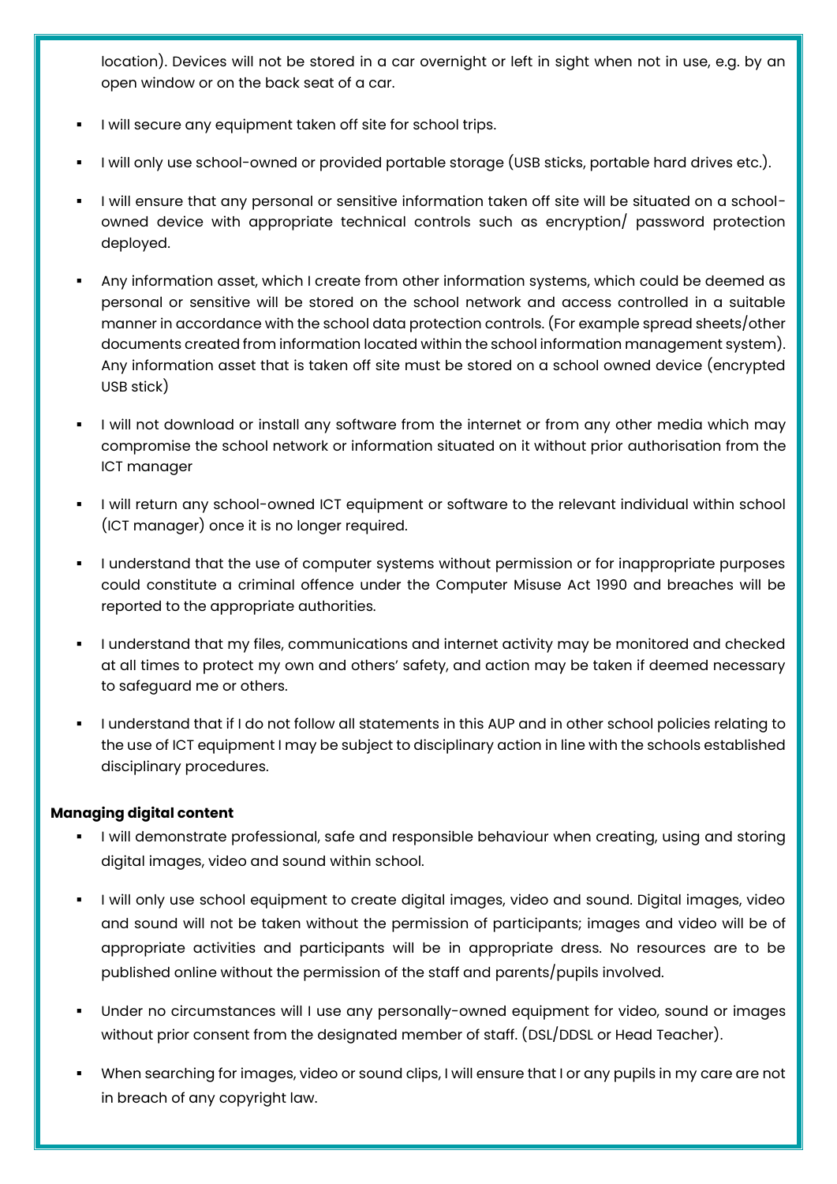location). Devices will not be stored in a car overnight or left in sight when not in use, e.g. by an open window or on the back seat of a car.

- I will secure any equipment taken off site for school trips.
- I will only use school-owned or provided portable storage (USB sticks, portable hard drives etc.).
- I will ensure that any personal or sensitive information taken off site will be situated on a school-owned device with appropriate technical controls such as encryption/ password protection deployed.
- Any information asset, which I create from other information systems, which could be deemed as personal or sensitive will be stored on the school network and access controlled in a suitable manner in accordance with the school data protection controls. (For example spread sheets/other documents created from information located within the school information management system). Any information asset that is taken off site must be stored on a school owned device (encrypted USB stick)
- I will not download or install any software from the internet or from any other media which may compromise the school network or information situated on it without prior authorisation from the ICT manager
- I will return any school-owned ICT equipment or software to the relevant individual within school (ICT manager) once it is no longer required.
- I understand that the use of computer systems without permission or for inappropriate purposes could constitute a criminal offence under the Computer Misuse Act 1990 and breaches will be reported to the appropriate authorities.
- I understand that my files, communications and internet activity may be monitored and checked at all times to protect my own and others' safety, and action may be taken if deemed necessary to safeguard me or others.
- I understand that if I do not follow all statements in this AUP and in other school policies relating to the use of ICT equipment I may be subject to disciplinary action in line with the schools established disciplinary procedures.

**Managing digital content**

- I will demonstrate professional, safe and responsible behaviour when creating, using and storing digital images, video and sound within school.
- I will only use school equipment to create digital images, video and sound. Digital images, video and sound will not be taken without the permission of participants; images and video will be of appropriate activities and participants will be in appropriate dress. No resources are to be published online without the permission of the staff and parents/pupils involved.
- Under no circumstances will I use any personally-owned equipment for video, sound or images without prior consent from the designated member of staff. (DSL/DDSL or Head Teacher).
- When searching for images, video or sound clips, I will ensure that I or any pupils in my care are not in breach of any copyright law.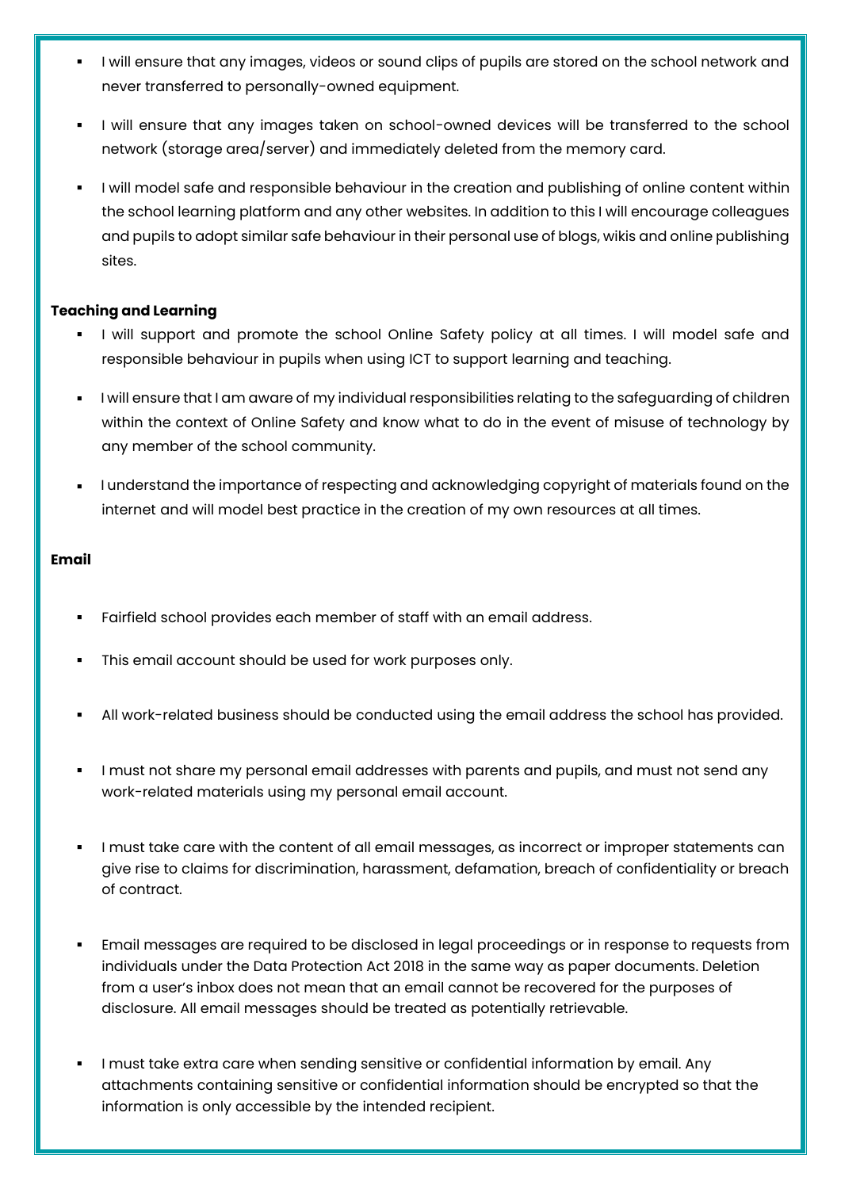- I will ensure that any images, videos or sound clips of pupils are stored on the school network and never transferred to personally-owned equipment.
- I will ensure that any images taken on school-owned devices will be transferred to the school network (storage area/server) and immediately deleted from the memory card.
- I will model safe and responsible behaviour in the creation and publishing of online content within the school learning platform and any other websites. In addition to this I will encourage colleagues and pupils to adopt similar safe behaviour in their personal use of blogs, wikis and online publishing sites.

**Teaching and Learning**

- I will support and promote the school Online Safety policy at all times. I will model safe and responsible behaviour in pupils when using ICT to support learning and teaching.
- I will ensure that I am aware of my individual responsibilities relating to the safeguarding of children within the context of Online Safety and know what to do in the event of misuse of technology by any member of the school community.
- I understand the importance of respecting and acknowledging copyright of materials found on the internet and will model best practice in the creation of my own resources at all times.

**Email**

- Fairfield school provides each member of staff with an email address.
- This email account should be used for work purposes only.
- All work-related business should be conducted using the email address the school has provided.
- I must not share my personal email addresses with parents and pupils, and must not send any work-related materials using my personal email account.
- I must take care with the content of all email messages, as incorrect or improper statements can give rise to claims for discrimination, harassment, defamation, breach of confidentiality or breach of contract.
- Email messages are required to be disclosed in legal proceedings or in response to requests from individuals under the Data Protection Act 2018 in the same way as paper documents. Deletion from a user's inbox does not mean that an email cannot be recovered for the purposes of disclosure. All email messages should be treated as potentially retrievable.
- I must take extra care when sending sensitive or confidential information by email. Any attachments containing sensitive or confidential information should be encrypted so that the information is only accessible by the intended recipient.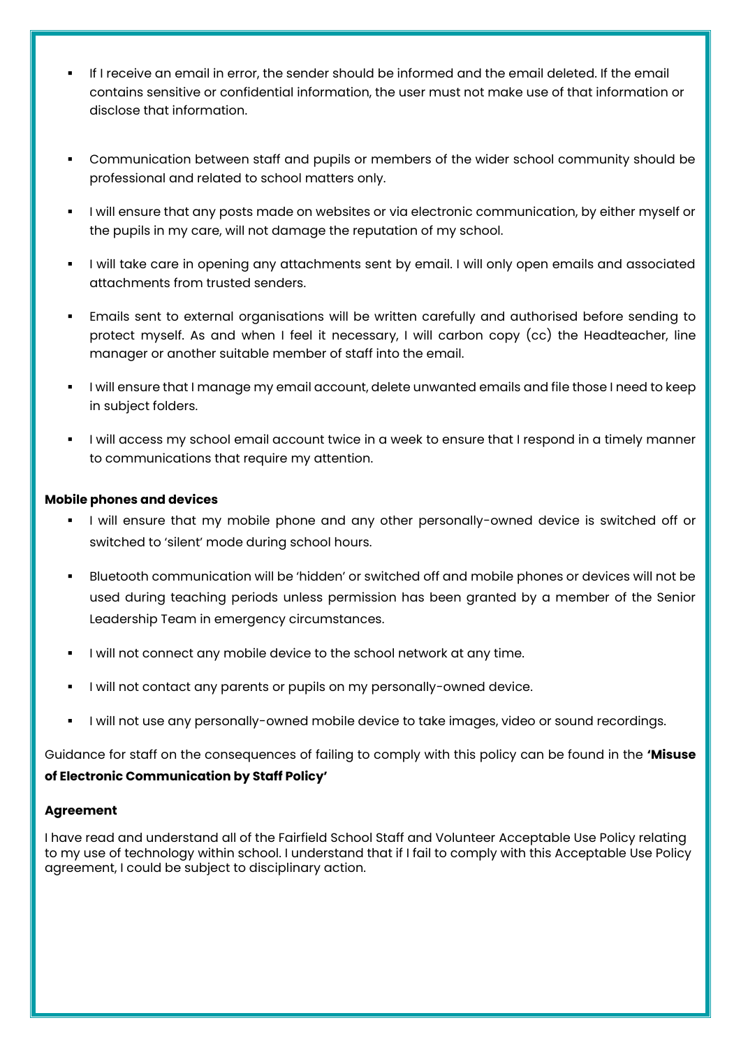- If I receive an email in error, the sender should be informed and the email deleted. If the email contains sensitive or confidential information, the user must not make use of that information or disclose that information.

- Communication between staff and pupils or members of the wider school community should be professional and related to school matters only.

- I will ensure that any posts made on websites or via electronic communication, by either myself or the pupils in my care, will not damage the reputation of my school.

- I will take care in opening any attachments sent by email. I will only open emails and associated attachments from trusted senders.

- Emails sent to external organisations will be written carefully and authorised before sending to protect myself. As and when I feel it necessary, I will carbon copy (cc) the Headteacher, line manager or another suitable member of staff into the email.

- I will ensure that I manage my email account, delete unwanted emails and file those I need to keep in subject folders.

- I will access my school email account twice in a week to ensure that I respond in a timely manner to communications that require my attention.

**Mobile phones and devices**

- I will ensure that my mobile phone and any other personally-owned device is switched off or switched to 'silent' mode during school hours.

- Bluetooth communication will be 'hidden' or switched off and mobile phones or devices will not be used during teaching periods unless permission has been granted by a member of the Senior Leadership Team in emergency circumstances.

- I will not connect any mobile device to the school network at any time.

- I will not contact any parents or pupils on my personally-owned device.

- I will not use any personally-owned mobile device to take images, video or sound recordings.

Guidance for staff on the consequences of failing to comply with this policy can be found in the **'Misuse of Electronic Communication by Staff Policy'**

**Agreement**

I have read and understand all of the Fairfield School Staff and Volunteer Acceptable Use Policy relating to my use of technology within school. I understand that if I fail to comply with this Acceptable Use Policy agreement, I could be subject to disciplinary action.